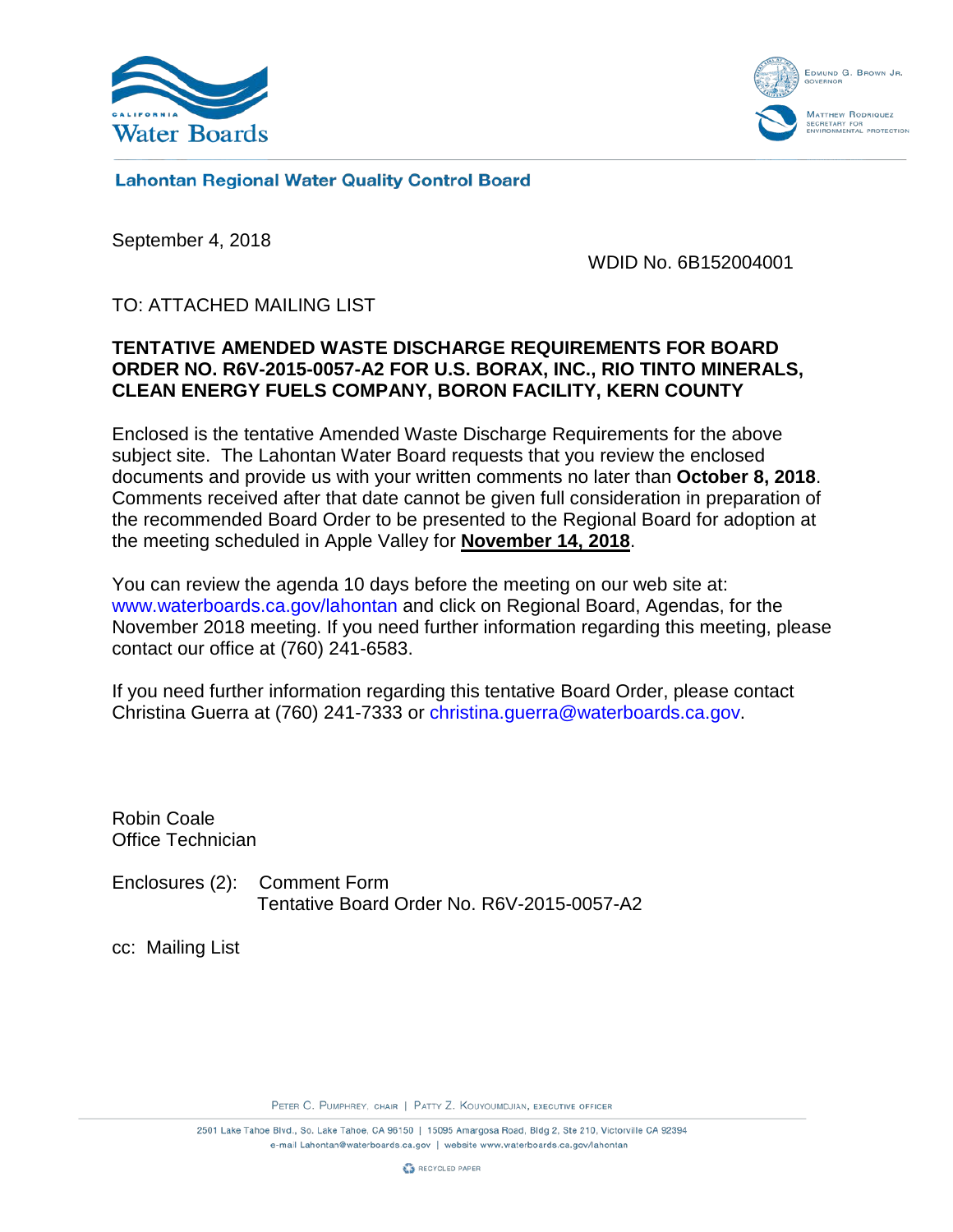California Water Boards

Edmund G. Brown Jr.
Governor

Matthew Rodriquez
Secretary for Environmental Protection

**Lahontan Regional Water Quality Control Board**

September 4, 2018

WDID No. 6B152004001

TO: ATTACHED MAILING LIST

**TENTATIVE AMENDED WASTE DISCHARGE REQUIREMENTS FOR BOARD ORDER NO. R6V-2015-0057-A2 FOR U.S. BORAX, INC., RIO TINTO MINERALS, CLEAN ENERGY FUELS COMPANY, BORON FACILITY, KERN COUNTY**

Enclosed is the tentative Amended Waste Discharge Requirements for the above subject site. The Lahontan Water Board requests that you review the enclosed documents and provide us with your written comments no later than **October 8, 2018**. Comments received after that date cannot be given full consideration in preparation of the recommended Board Order to be presented to the Regional Board for adoption at the meeting scheduled in Apple Valley for **November 14, 2018**.

You can review the agenda 10 days before the meeting on our web site at: www.waterboards.ca.gov/lahontan and click on Regional Board, Agendas, for the November 2018 meeting. If you need further information regarding this meeting, please contact our office at (760) 241-6583.

If you need further information regarding this tentative Board Order, please contact Christina Guerra at (760) 241-7333 or christina.guerra@waterboards.ca.gov.

Robin Coale
Office Technician

Enclosures (2): Comment Form
Tentative Board Order No. R6V-2015-0057-A2

cc: Mailing List

Peter C. Pumphrey, chair | Patty Z. Kouyoumdjian, executive officer

2501 Lake Tahoe Blvd., So. Lake Tahoe, CA 96150 | 15095 Amargosa Road, Bldg 2, Ste 210, Victorville CA 92394
e-mail Lahontan@waterboards.ca.gov | website www.waterboards.ca.gov/lahontan

Recycled paper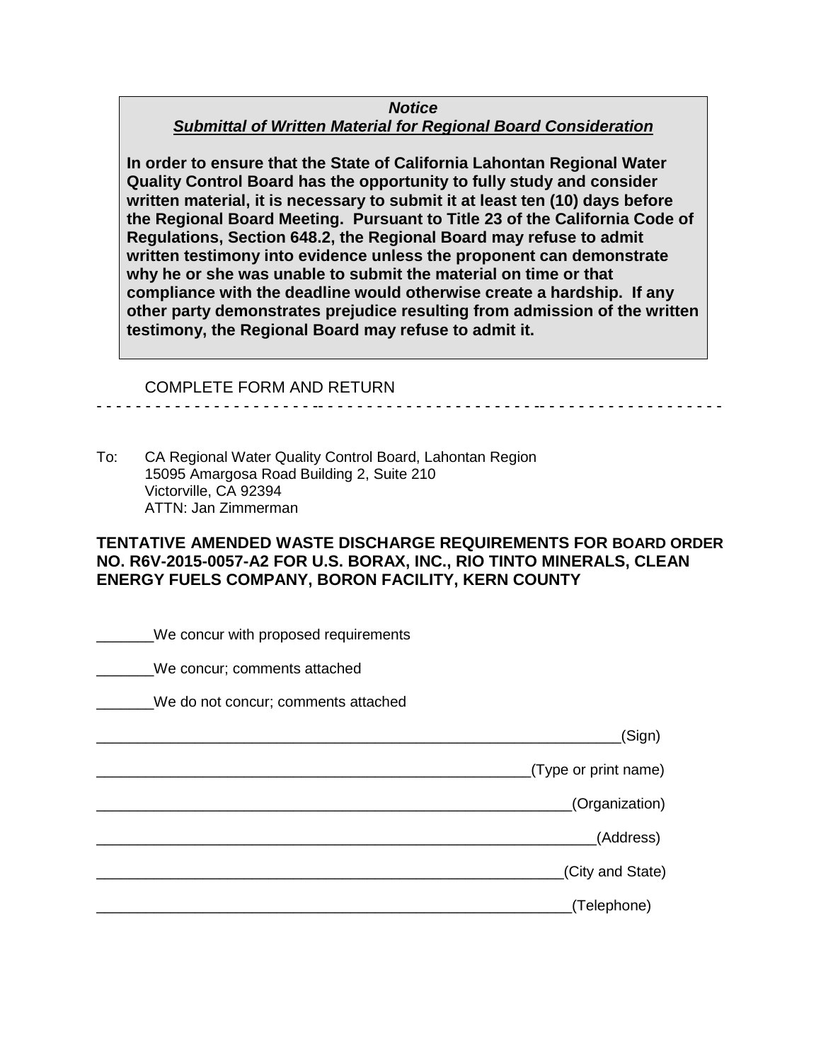***Notice***

***Submittal of Written Material for Regional Board Consideration***

**In order to ensure that the State of California Lahontan Regional Water Quality Control Board has the opportunity to fully study and consider written material, it is necessary to submit it at least ten (10) days before the Regional Board Meeting. Pursuant to Title 23 of the California Code of Regulations, Section 648.2, the Regional Board may refuse to admit written testimony into evidence unless the proponent can demonstrate why he or she was unable to submit the material on time or that compliance with the deadline would otherwise create a hardship. If any other party demonstrates prejudice resulting from admission of the written testimony, the Regional Board may refuse to admit it.**

COMPLETE FORM AND RETURN

- - - - - - - - - - - - - - - - - - - - - - - - - - - - - - - - - - - - - - - - - - - - - - - - - - - - - - - - - - - - - -

To: CA Regional Water Quality Control Board, Lahontan Region
15095 Amargosa Road Building 2, Suite 210
Victorville, CA 92394
ATTN: Jan Zimmerman

**TENTATIVE AMENDED WASTE DISCHARGE REQUIREMENTS FOR BOARD ORDER NO. R6V-2015-0057-A2 FOR U.S. BORAX, INC., RIO TINTO MINERALS, CLEAN ENERGY FUELS COMPANY, BORON FACILITY, KERN COUNTY**

_______We concur with proposed requirements

_______We concur; comments attached

_______We do not concur; comments attached

_________________________________________________________________(Sign)

______________________________________________________(Type or print name)

____________________________________________________________(Organization)

_______________________________________________________________(Address)

___________________________________________________________(City and State)

____________________________________________________________(Telephone)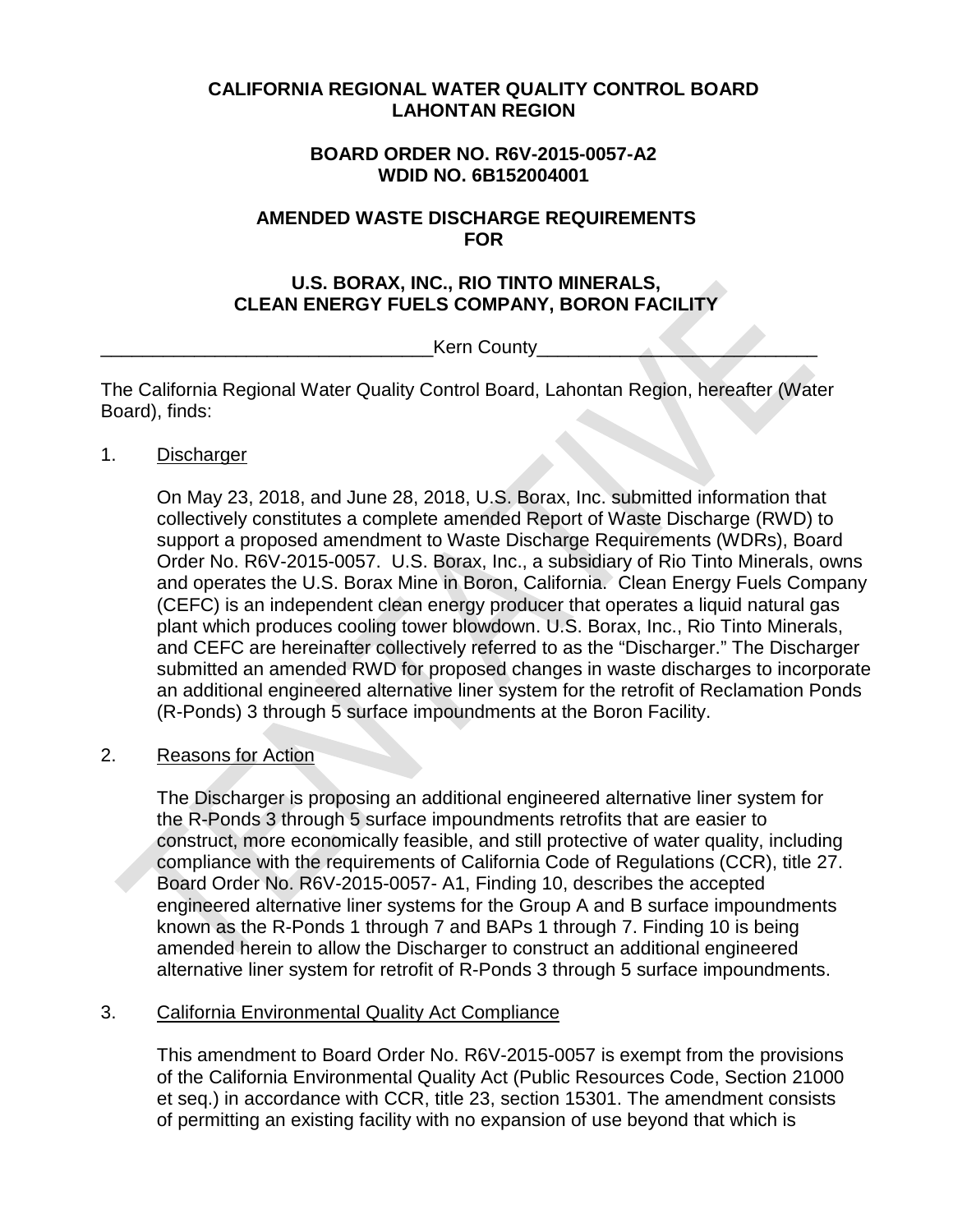**CALIFORNIA REGIONAL WATER QUALITY CONTROL BOARD**
**LAHONTAN REGION**

**BOARD ORDER NO. R6V-2015-0057-A2**
**WDID NO. 6B152004001**

**AMENDED WASTE DISCHARGE REQUIREMENTS**
**FOR**

**U.S. BORAX, INC., RIO TINTO MINERALS,**
**CLEAN ENERGY FUELS COMPANY, BORON FACILITY**

Kern County

The California Regional Water Quality Control Board, Lahontan Region, hereafter (Water Board), finds:

1. Discharger

   On May 23, 2018, and June 28, 2018, U.S. Borax, Inc. submitted information that collectively constitutes a complete amended Report of Waste Discharge (RWD) to support a proposed amendment to Waste Discharge Requirements (WDRs), Board Order No. R6V-2015-0057. U.S. Borax, Inc., a subsidiary of Rio Tinto Minerals, owns and operates the U.S. Borax Mine in Boron, California. Clean Energy Fuels Company (CEFC) is an independent clean energy producer that operates a liquid natural gas plant which produces cooling tower blowdown. U.S. Borax, Inc., Rio Tinto Minerals, and CEFC are hereinafter collectively referred to as the "Discharger." The Discharger submitted an amended RWD for proposed changes in waste discharges to incorporate an additional engineered alternative liner system for the retrofit of Reclamation Ponds (R-Ponds) 3 through 5 surface impoundments at the Boron Facility.

2. Reasons for Action

   The Discharger is proposing an additional engineered alternative liner system for the R-Ponds 3 through 5 surface impoundments retrofits that are easier to construct, more economically feasible, and still protective of water quality, including compliance with the requirements of California Code of Regulations (CCR), title 27. Board Order No. R6V-2015-0057- A1, Finding 10, describes the accepted engineered alternative liner systems for the Group A and B surface impoundments known as the R-Ponds 1 through 7 and BAPs 1 through 7. Finding 10 is being amended herein to allow the Discharger to construct an additional engineered alternative liner system for retrofit of R-Ponds 3 through 5 surface impoundments.

3. California Environmental Quality Act Compliance

   This amendment to Board Order No. R6V-2015-0057 is exempt from the provisions of the California Environmental Quality Act (Public Resources Code, Section 21000 et seq.) in accordance with CCR, title 23, section 15301. The amendment consists of permitting an existing facility with no expansion of use beyond that which is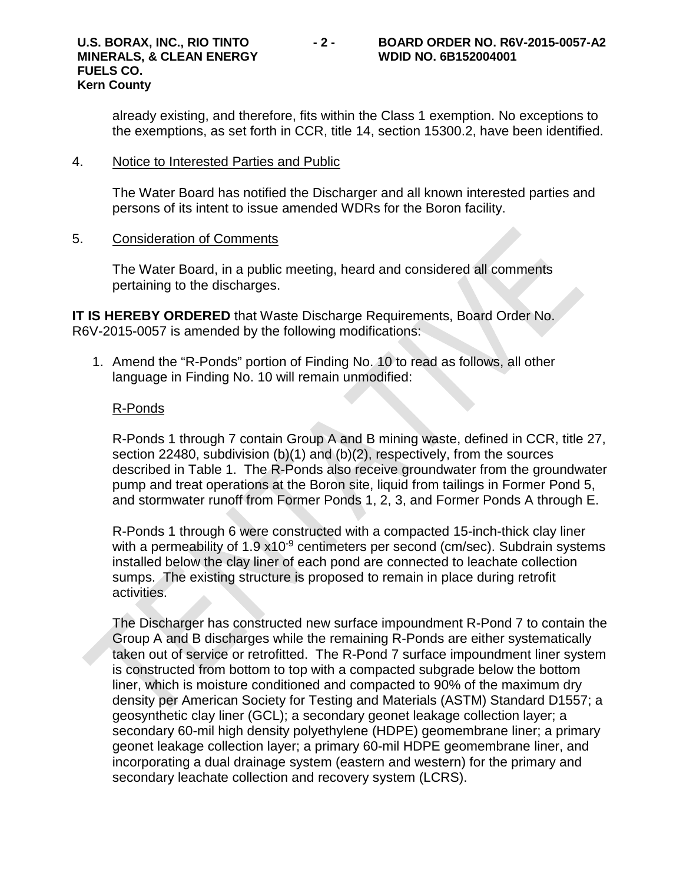already existing, and therefore, fits within the Class 1 exemption. No exceptions to the exemptions, as set forth in CCR, title 14, section 15300.2, have been identified.

4. Notice to Interested Parties and Public

   The Water Board has notified the Discharger and all known interested parties and persons of its intent to issue amended WDRs for the Boron facility.

5. Consideration of Comments

   The Water Board, in a public meeting, heard and considered all comments pertaining to the discharges.

**IT IS HEREBY ORDERED** that Waste Discharge Requirements, Board Order No. R6V-2015-0057 is amended by the following modifications:

1. Amend the "R-Ponds" portion of Finding No. 10 to read as follows, all other language in Finding No. 10 will remain unmodified:

   R-Ponds

   R-Ponds 1 through 7 contain Group A and B mining waste, defined in CCR, title 27, section 22480, subdivision (b)(1) and (b)(2), respectively, from the sources described in Table 1. The R-Ponds also receive groundwater from the groundwater pump and treat operations at the Boron site, liquid from tailings in Former Pond 5, and stormwater runoff from Former Ponds 1, 2, 3, and Former Ponds A through E.

   R-Ponds 1 through 6 were constructed with a compacted 15-inch-thick clay liner with a permeability of $1.9 \times 10^{-9}$ centimeters per second (cm/sec). Subdrain systems installed below the clay liner of each pond are connected to leachate collection sumps. The existing structure is proposed to remain in place during retrofit activities.

   The Discharger has constructed new surface impoundment R-Pond 7 to contain the Group A and B discharges while the remaining R-Ponds are either systematically taken out of service or retrofitted. The R-Pond 7 surface impoundment liner system is constructed from bottom to top with a compacted subgrade below the bottom liner, which is moisture conditioned and compacted to 90% of the maximum dry density per American Society for Testing and Materials (ASTM) Standard D1557; a geosynthetic clay liner (GCL); a secondary geonet leakage collection layer; a secondary 60-mil high density polyethylene (HDPE) geomembrane liner; a primary geonet leakage collection layer; a primary 60-mil HDPE geomembrane liner, and incorporating a dual drainage system (eastern and western) for the primary and secondary leachate collection and recovery system (LCRS).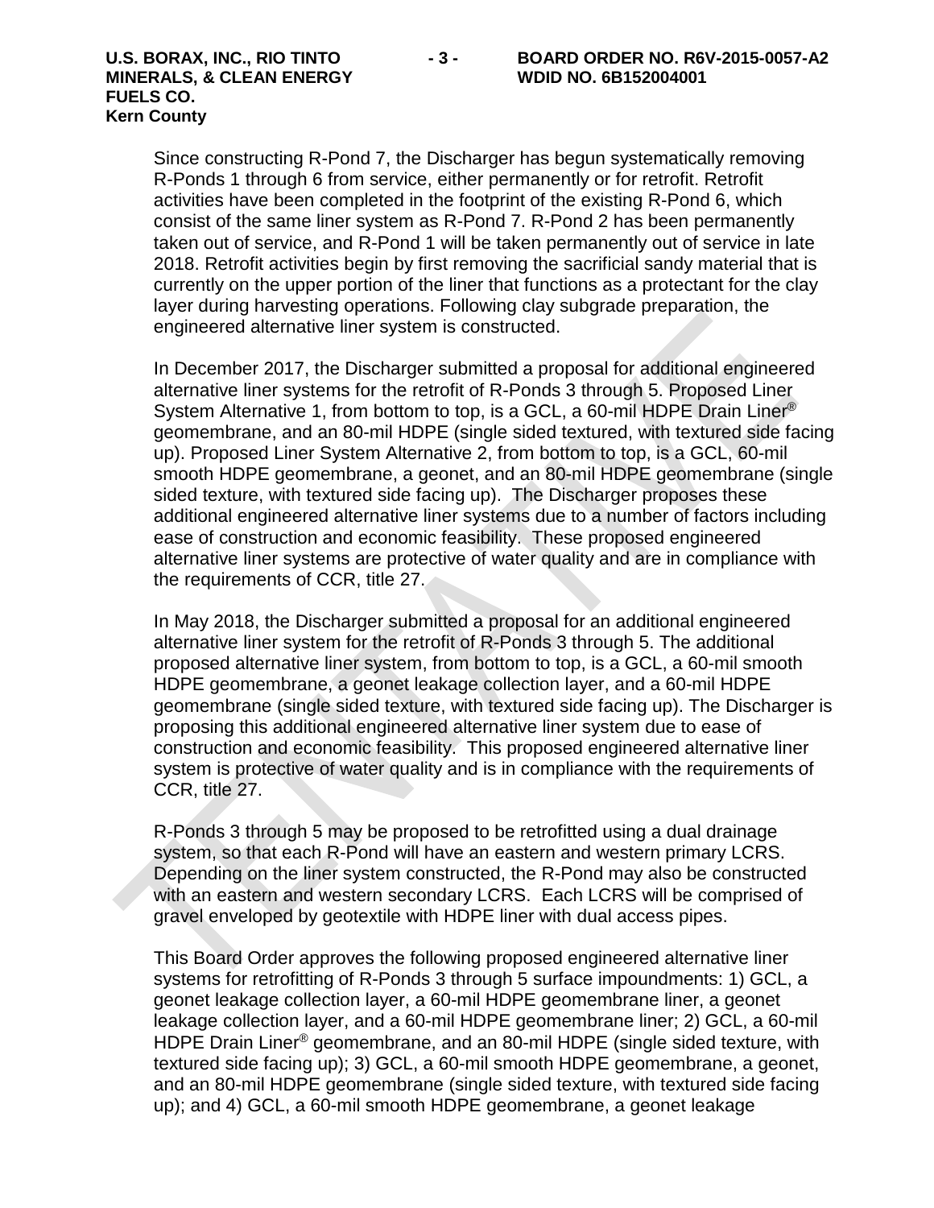Since constructing R-Pond 7, the Discharger has begun systematically removing R-Ponds 1 through 6 from service, either permanently or for retrofit. Retrofit activities have been completed in the footprint of the existing R-Pond 6, which consist of the same liner system as R-Pond 7. R-Pond 2 has been permanently taken out of service, and R-Pond 1 will be taken permanently out of service in late 2018. Retrofit activities begin by first removing the sacrificial sandy material that is currently on the upper portion of the liner that functions as a protectant for the clay layer during harvesting operations. Following clay subgrade preparation, the engineered alternative liner system is constructed.

In December 2017, the Discharger submitted a proposal for additional engineered alternative liner systems for the retrofit of R-Ponds 3 through 5. Proposed Liner System Alternative 1, from bottom to top, is a GCL, a 60-mil HDPE Drain Liner® geomembrane, and an 80-mil HDPE (single sided textured, with textured side facing up). Proposed Liner System Alternative 2, from bottom to top, is a GCL, 60-mil smooth HDPE geomembrane, a geonet, and an 80-mil HDPE geomembrane (single sided texture, with textured side facing up). The Discharger proposes these additional engineered alternative liner systems due to a number of factors including ease of construction and economic feasibility. These proposed engineered alternative liner systems are protective of water quality and are in compliance with the requirements of CCR, title 27.

In May 2018, the Discharger submitted a proposal for an additional engineered alternative liner system for the retrofit of R-Ponds 3 through 5. The additional proposed alternative liner system, from bottom to top, is a GCL, a 60-mil smooth HDPE geomembrane, a geonet leakage collection layer, and a 60-mil HDPE geomembrane (single sided texture, with textured side facing up). The Discharger is proposing this additional engineered alternative liner system due to ease of construction and economic feasibility. This proposed engineered alternative liner system is protective of water quality and is in compliance with the requirements of CCR, title 27.

R-Ponds 3 through 5 may be proposed to be retrofitted using a dual drainage system, so that each R-Pond will have an eastern and western primary LCRS. Depending on the liner system constructed, the R-Pond may also be constructed with an eastern and western secondary LCRS. Each LCRS will be comprised of gravel enveloped by geotextile with HDPE liner with dual access pipes.

This Board Order approves the following proposed engineered alternative liner systems for retrofitting of R-Ponds 3 through 5 surface impoundments: 1) GCL, a geonet leakage collection layer, a 60-mil HDPE geomembrane liner, a geonet leakage collection layer, and a 60-mil HDPE geomembrane liner; 2) GCL, a 60-mil HDPE Drain Liner® geomembrane, and an 80-mil HDPE (single sided texture, with textured side facing up); 3) GCL, a 60-mil smooth HDPE geomembrane, a geonet, and an 80-mil HDPE geomembrane (single sided texture, with textured side facing up); and 4) GCL, a 60-mil smooth HDPE geomembrane, a geonet leakage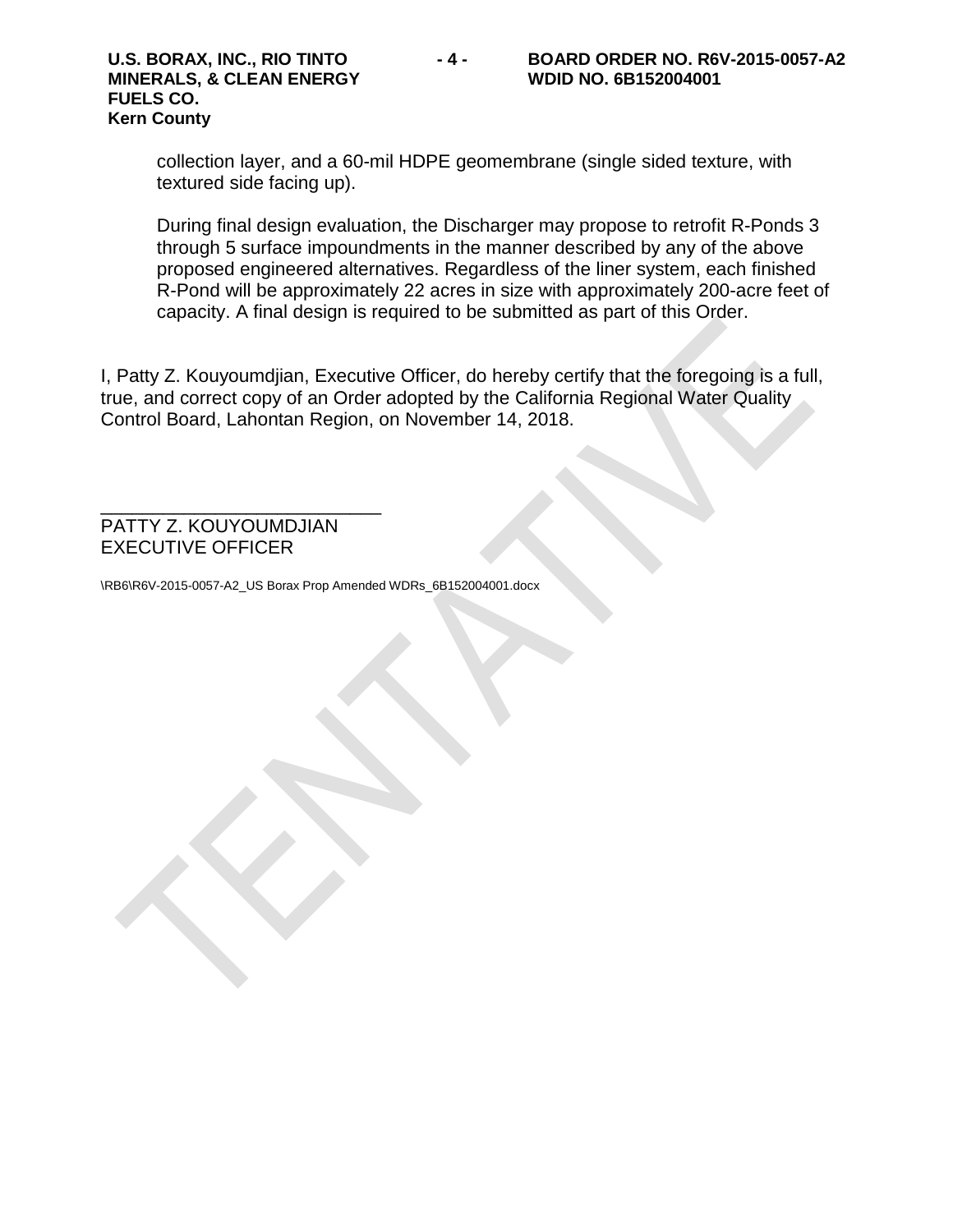collection layer, and a 60-mil HDPE geomembrane (single sided texture, with textured side facing up).

During final design evaluation, the Discharger may propose to retrofit R-Ponds 3 through 5 surface impoundments in the manner described by any of the above proposed engineered alternatives. Regardless of the liner system, each finished R-Pond will be approximately 22 acres in size with approximately 200-acre feet of capacity. A final design is required to be submitted as part of this Order.

I, Patty Z. Kouyoumdjian, Executive Officer, do hereby certify that the foregoing is a full, true, and correct copy of an Order adopted by the California Regional Water Quality Control Board, Lahontan Region, on November 14, 2018.

\_\_\_\_\_\_\_\_\_\_\_\_\_\_\_\_\_\_\_\_\_\_\_\_\_\_\_\_

PATTY Z. KOUYOUMDJIAN
EXECUTIVE OFFICER

\RB6\R6V-2015-0057-A2_US Borax Prop Amended WDRs_6B152004001.docx